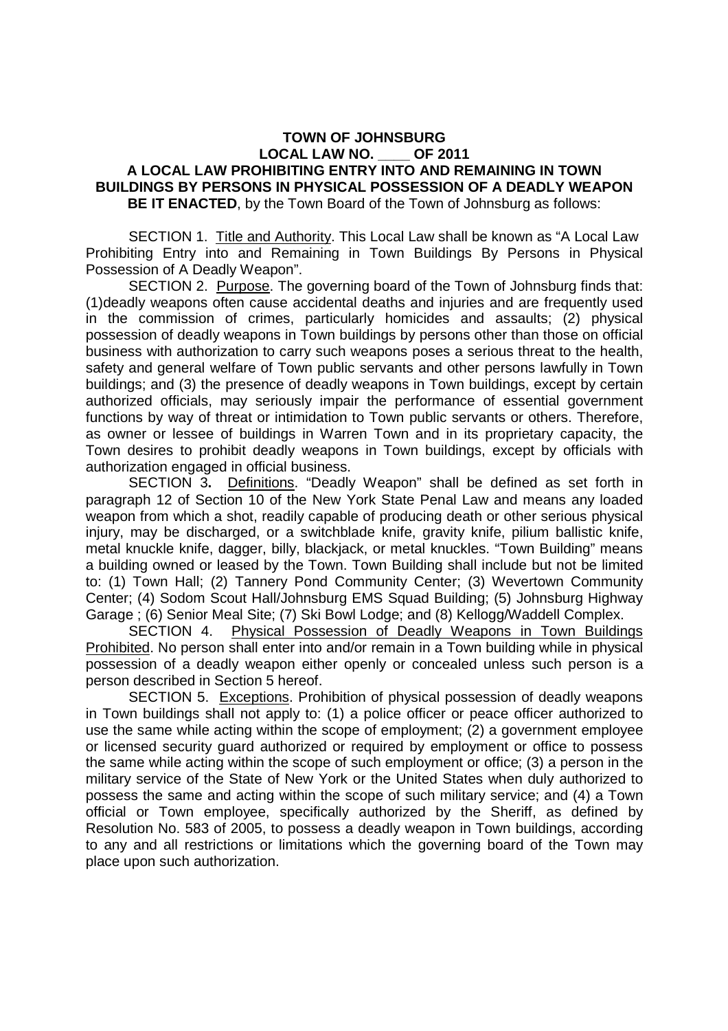# TOWN OF JOHNSBURG
## LOCAL LAW NO. ____ OF 2011
## A LOCAL LAW PROHIBITING ENTRY INTO AND REMAINING IN TOWN BUILDINGS BY PERSONS IN PHYSICAL POSSESSION OF A DEADLY WEAPON

**BE IT ENACTED**, by the Town Board of the Town of Johnsburg as follows:

SECTION 1. Title and Authority. This Local Law shall be known as "A Local Law Prohibiting Entry into and Remaining in Town Buildings By Persons in Physical Possession of A Deadly Weapon".

SECTION 2. Purpose. The governing board of the Town of Johnsburg finds that: (1)deadly weapons often cause accidental deaths and injuries and are frequently used in the commission of crimes, particularly homicides and assaults; (2) physical possession of deadly weapons in Town buildings by persons other than those on official business with authorization to carry such weapons poses a serious threat to the health, safety and general welfare of Town public servants and other persons lawfully in Town buildings; and (3) the presence of deadly weapons in Town buildings, except by certain authorized officials, may seriously impair the performance of essential government functions by way of threat or intimidation to Town public servants or others. Therefore, as owner or lessee of buildings in Warren Town and in its proprietary capacity, the Town desires to prohibit deadly weapons in Town buildings, except by officials with authorization engaged in official business.

SECTION 3**.** Definitions. "Deadly Weapon" shall be defined as set forth in paragraph 12 of Section 10 of the New York State Penal Law and means any loaded weapon from which a shot, readily capable of producing death or other serious physical injury, may be discharged, or a switchblade knife, gravity knife, pilium ballistic knife, metal knuckle knife, dagger, billy, blackjack, or metal knuckles. "Town Building" means a building owned or leased by the Town. Town Building shall include but not be limited to: (1) Town Hall; (2) Tannery Pond Community Center; (3) Wevertown Community Center; (4) Sodom Scout Hall/Johnsburg EMS Squad Building; (5) Johnsburg Highway Garage ; (6) Senior Meal Site; (7) Ski Bowl Lodge; and (8) Kellogg/Waddell Complex.

SECTION 4. Physical Possession of Deadly Weapons in Town Buildings Prohibited. No person shall enter into and/or remain in a Town building while in physical possession of a deadly weapon either openly or concealed unless such person is a person described in Section 5 hereof.

SECTION 5. Exceptions. Prohibition of physical possession of deadly weapons in Town buildings shall not apply to: (1) a police officer or peace officer authorized to use the same while acting within the scope of employment; (2) a government employee or licensed security guard authorized or required by employment or office to possess the same while acting within the scope of such employment or office; (3) a person in the military service of the State of New York or the United States when duly authorized to possess the same and acting within the scope of such military service; and (4) a Town official or Town employee, specifically authorized by the Sheriff, as defined by Resolution No. 583 of 2005, to possess a deadly weapon in Town buildings, according to any and all restrictions or limitations which the governing board of the Town may place upon such authorization.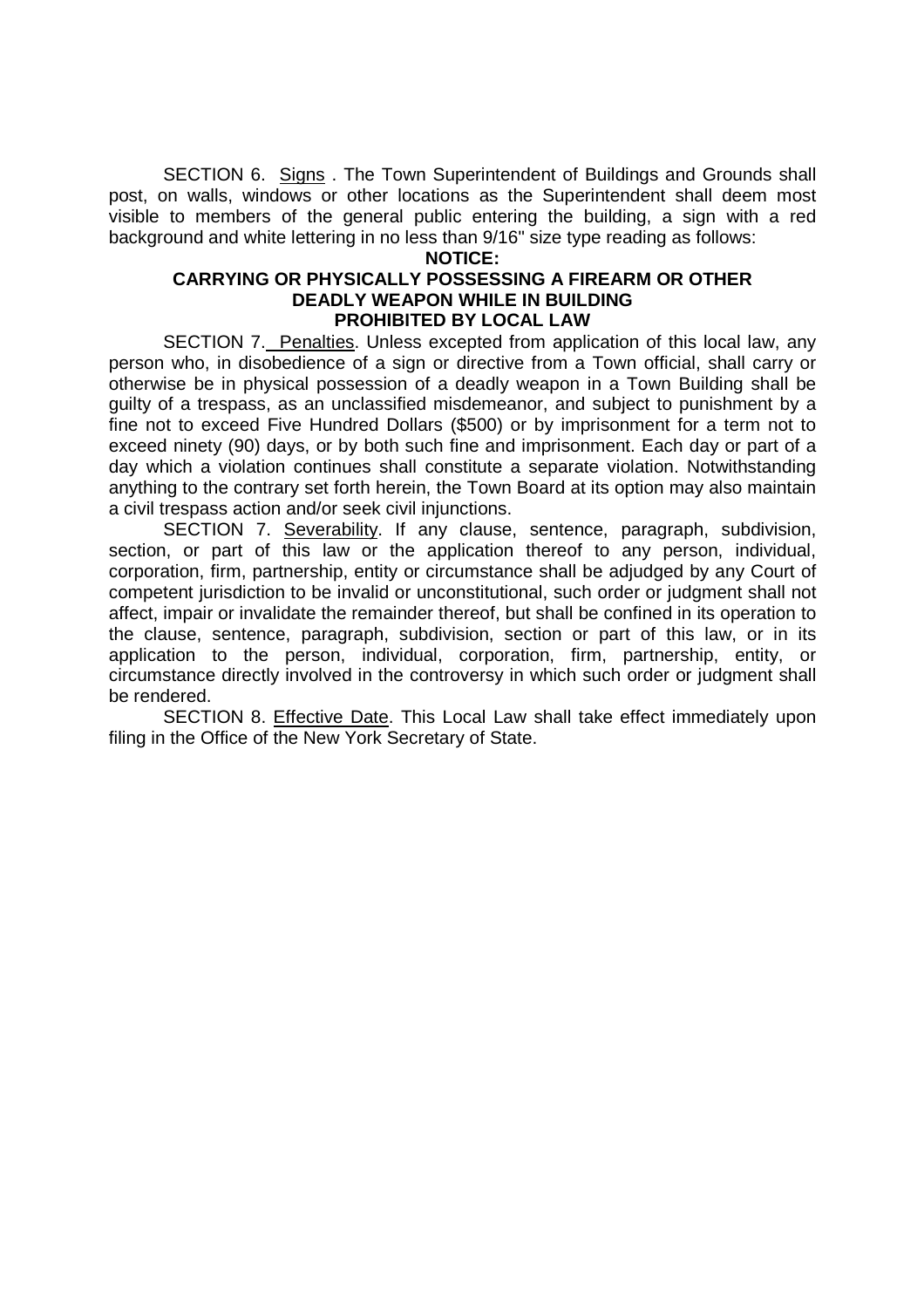SECTION 6. Signs . The Town Superintendent of Buildings and Grounds shall post, on walls, windows or other locations as the Superintendent shall deem most visible to members of the general public entering the building, a sign with a red background and white lettering in no less than 9/16" size type reading as follows:

**NOTICE:**
**CARRYING OR PHYSICALLY POSSESSING A FIREARM OR OTHER DEADLY WEAPON WHILE IN BUILDING**
**PROHIBITED BY LOCAL LAW**

SECTION 7. Penalties. Unless excepted from application of this local law, any person who, in disobedience of a sign or directive from a Town official, shall carry or otherwise be in physical possession of a deadly weapon in a Town Building shall be guilty of a trespass, as an unclassified misdemeanor, and subject to punishment by a fine not to exceed Five Hundred Dollars ($500) or by imprisonment for a term not to exceed ninety (90) days, or by both such fine and imprisonment. Each day or part of a day which a violation continues shall constitute a separate violation. Notwithstanding anything to the contrary set forth herein, the Town Board at its option may also maintain a civil trespass action and/or seek civil injunctions.

SECTION 7. Severability. If any clause, sentence, paragraph, subdivision, section, or part of this law or the application thereof to any person, individual, corporation, firm, partnership, entity or circumstance shall be adjudged by any Court of competent jurisdiction to be invalid or unconstitutional, such order or judgment shall not affect, impair or invalidate the remainder thereof, but shall be confined in its operation to the clause, sentence, paragraph, subdivision, section or part of this law, or in its application to the person, individual, corporation, firm, partnership, entity, or circumstance directly involved in the controversy in which such order or judgment shall be rendered.

SECTION 8. Effective Date. This Local Law shall take effect immediately upon filing in the Office of the New York Secretary of State.